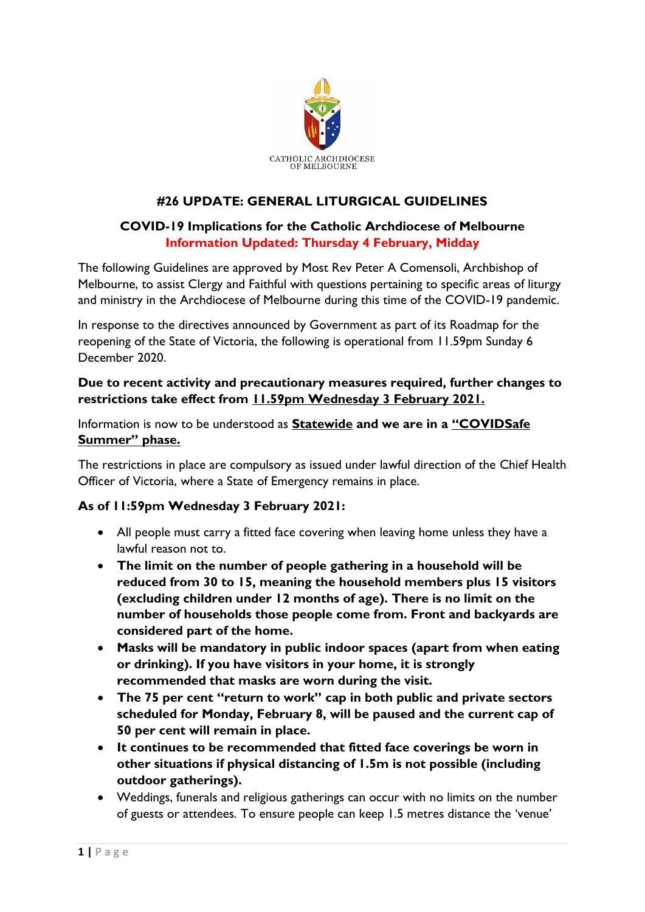CATHOLIC ARCHDIOCESE OF MELBOURNE

# #26 UPDATE: GENERAL LITURGICAL GUIDELINES

## COVID-19 Implications for the Catholic Archdiocese of Melbourne

**Information Updated: Thursday 4 February, Midday**

The following Guidelines are approved by Most Rev Peter A Comensoli, Archbishop of Melbourne, to assist Clergy and Faithful with questions pertaining to specific areas of liturgy and ministry in the Archdiocese of Melbourne during this time of the COVID-19 pandemic.

In response to the directives announced by Government as part of its Roadmap for the reopening of the State of Victoria, the following is operational from 11.59pm Sunday 6 December 2020.

**Due to recent activity and precautionary measures required, further changes to restrictions take effect from 11.59pm Wednesday 3 February 2021.**

Information is now to be understood as **Statewide** and **we are in a "COVIDSafe Summer" phase.**

The restrictions in place are compulsory as issued under lawful direction of the Chief Health Officer of Victoria, where a State of Emergency remains in place.

**As of 11:59pm Wednesday 3 February 2021:**

- All people must carry a fitted face covering when leaving home unless they have a lawful reason not to.
- **The limit on the number of people gathering in a household will be reduced from 30 to 15, meaning the household members plus 15 visitors (excluding children under 12 months of age). There is no limit on the number of households those people come from. Front and backyards are considered part of the home.**
- **Masks will be mandatory in public indoor spaces (apart from when eating or drinking). If you have visitors in your home, it is strongly recommended that masks are worn during the visit.**
- **The 75 per cent "return to work" cap in both public and private sectors scheduled for Monday, February 8, will be paused and the current cap of 50 per cent will remain in place.**
- **It continues to be recommended that fitted face coverings be worn in other situations if physical distancing of 1.5m is not possible (including outdoor gatherings).**
- Weddings, funerals and religious gatherings can occur with no limits on the number of guests or attendees. To ensure people can keep 1.5 metres distance the 'venue'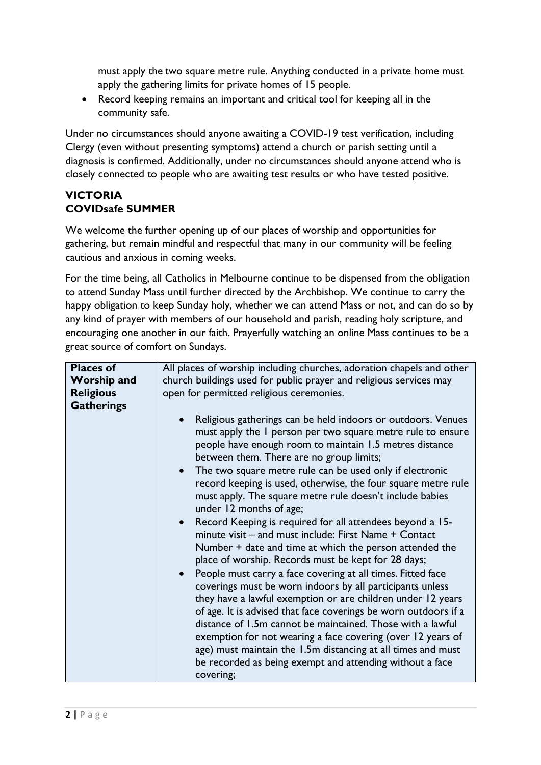must apply the two square metre rule. Anything conducted in a private home must apply the gathering limits for private homes of 15 people.

- Record keeping remains an important and critical tool for keeping all in the community safe.

Under no circumstances should anyone awaiting a COVID-19 test verification, including Clergy (even without presenting symptoms) attend a church or parish setting until a diagnosis is confirmed. Additionally, under no circumstances should anyone attend who is closely connected to people who are awaiting test results or who have tested positive.

## VICTORIA
## COVIDsafe SUMMER

We welcome the further opening up of our places of worship and opportunities for gathering, but remain mindful and respectful that many in our community will be feeling cautious and anxious in coming weeks.

For the time being, all Catholics in Melbourne continue to be dispensed from the obligation to attend Sunday Mass until further directed by the Archbishop. We continue to carry the happy obligation to keep Sunday holy, whether we can attend Mass or not, and can do so by any kind of prayer with members of our household and parish, reading holy scripture, and encouraging one another in our faith. Prayerfully watching an online Mass continues to be a great source of comfort on Sundays.

| | |
|---|---|
| **Places of Worship and Religious Gatherings** | All places of worship including churches, adoration chapels and other church buildings used for public prayer and religious services may open for permitted religious ceremonies.<br><br>• Religious gatherings can be held indoors or outdoors. Venues must apply the 1 person per two square metre rule to ensure people have enough room to maintain 1.5 metres distance between them. There are no group limits;<br>• The two square metre rule can be used only if electronic record keeping is used, otherwise, the four square metre rule must apply. The square metre rule doesn't include babies under 12 months of age;<br>• Record Keeping is required for all attendees beyond a 15-minute visit – and must include: First Name + Contact Number + date and time at which the person attended the place of worship. Records must be kept for 28 days;<br>• People must carry a face covering at all times. Fitted face coverings must be worn indoors by all participants unless they have a lawful exemption or are children under 12 years of age. It is advised that face coverings be worn outdoors if a distance of 1.5m cannot be maintained. Those with a lawful exemption for not wearing a face covering (over 12 years of age) must maintain the 1.5m distancing at all times and must be recorded as being exempt and attending without a face covering; |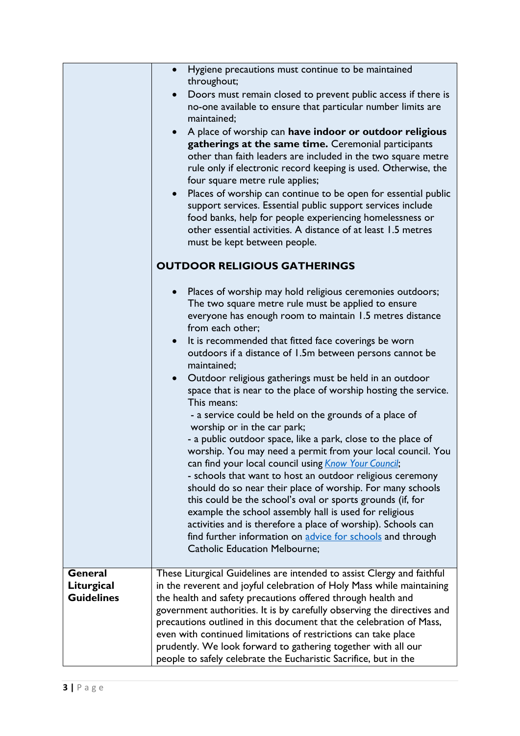| | |
|---|---|
| | • Hygiene precautions must continue to be maintained throughout;<br>• Doors must remain closed to prevent public access if there is no-one available to ensure that particular number limits are maintained;<br>• A place of worship can **have indoor or outdoor religious gatherings at the same time.** Ceremonial participants other than faith leaders are included in the two square metre rule only if electronic record keeping is used. Otherwise, the four square metre rule applies;<br>• Places of worship can continue to be open for essential public support services. Essential public support services include food banks, help for people experiencing homelessness or other essential activities. A distance of at least 1.5 metres must be kept between people.<br><br>**OUTDOOR RELIGIOUS GATHERINGS**<br><br>• Places of worship may hold religious ceremonies outdoors; The two square metre rule must be applied to ensure everyone has enough room to maintain 1.5 metres distance from each other;<br>• It is recommended that fitted face coverings be worn outdoors if a distance of 1.5m between persons cannot be maintained;<br>• Outdoor religious gatherings must be held in an outdoor space that is near to the place of worship hosting the service. This means:<br>- a service could be held on the grounds of a place of worship or in the car park;<br>- a public outdoor space, like a park, close to the place of worship. You may need a permit from your local council. You can find your local council using *Know Your Council*;<br>- schools that want to host an outdoor religious ceremony should do so near their place of worship. For many schools this could be the school's oval or sports grounds (if, for example the school assembly hall is used for religious activities and is therefore a place of worship). Schools can find further information on advice for schools and through Catholic Education Melbourne; |
| **General Liturgical Guidelines** | These Liturgical Guidelines are intended to assist Clergy and faithful in the reverent and joyful celebration of Holy Mass while maintaining the health and safety precautions offered through health and government authorities. It is by carefully observing the directives and precautions outlined in this document that the celebration of Mass, even with continued limitations of restrictions can take place prudently. We look forward to gathering together with all our people to safely celebrate the Eucharistic Sacrifice, but in the |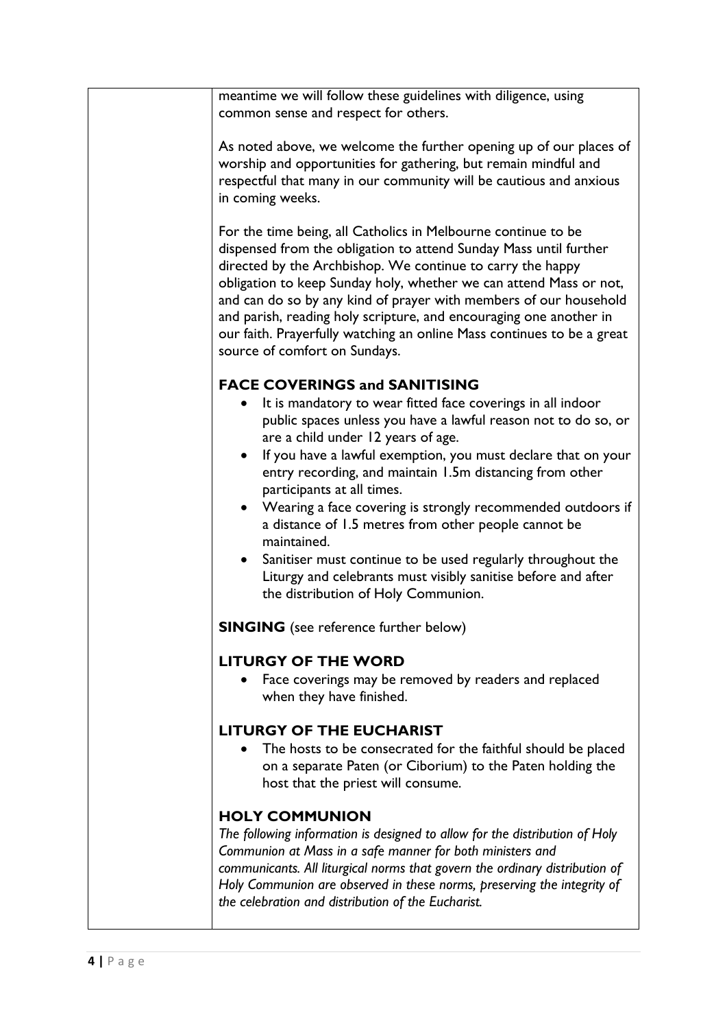meantime we will follow these guidelines with diligence, using common sense and respect for others.

As noted above, we welcome the further opening up of our places of worship and opportunities for gathering, but remain mindful and respectful that many in our community will be cautious and anxious in coming weeks.

For the time being, all Catholics in Melbourne continue to be dispensed from the obligation to attend Sunday Mass until further directed by the Archbishop. We continue to carry the happy obligation to keep Sunday holy, whether we can attend Mass or not, and can do so by any kind of prayer with members of our household and parish, reading holy scripture, and encouraging one another in our faith. Prayerfully watching an online Mass continues to be a great source of comfort on Sundays.

### FACE COVERINGS and SANITISING

- It is mandatory to wear fitted face coverings in all indoor public spaces unless you have a lawful reason not to do so, or are a child under 12 years of age.
- If you have a lawful exemption, you must declare that on your entry recording, and maintain 1.5m distancing from other participants at all times.
- Wearing a face covering is strongly recommended outdoors if a distance of 1.5 metres from other people cannot be maintained.
- Sanitiser must continue to be used regularly throughout the Liturgy and celebrants must visibly sanitise before and after the distribution of Holy Communion.

**SINGING** (see reference further below)

### LITURGY OF THE WORD

- Face coverings may be removed by readers and replaced when they have finished.

### LITURGY OF THE EUCHARIST

- The hosts to be consecrated for the faithful should be placed on a separate Paten (or Ciborium) to the Paten holding the host that the priest will consume.

### HOLY COMMUNION

*The following information is designed to allow for the distribution of Holy Communion at Mass in a safe manner for both ministers and communicants. All liturgical norms that govern the ordinary distribution of Holy Communion are observed in these norms, preserving the integrity of the celebration and distribution of the Eucharist.*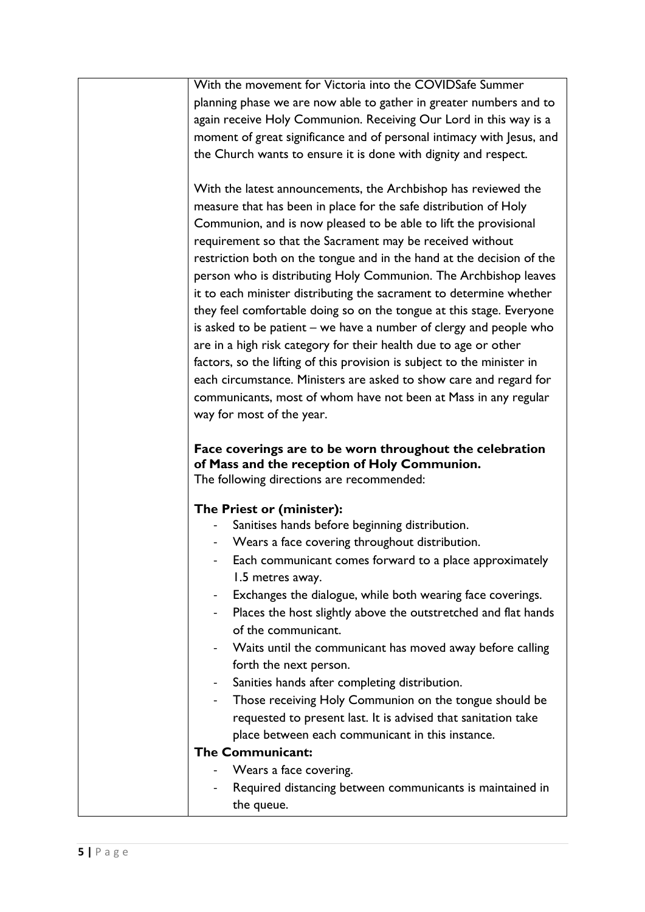With the movement for Victoria into the COVIDSafe Summer planning phase we are now able to gather in greater numbers and to again receive Holy Communion. Receiving Our Lord in this way is a moment of great significance and of personal intimacy with Jesus, and the Church wants to ensure it is done with dignity and respect.

With the latest announcements, the Archbishop has reviewed the measure that has been in place for the safe distribution of Holy Communion, and is now pleased to be able to lift the provisional requirement so that the Sacrament may be received without restriction both on the tongue and in the hand at the decision of the person who is distributing Holy Communion. The Archbishop leaves it to each minister distributing the sacrament to determine whether they feel comfortable doing so on the tongue at this stage. Everyone is asked to be patient – we have a number of clergy and people who are in a high risk category for their health due to age or other factors, so the lifting of this provision is subject to the minister in each circumstance. Ministers are asked to show care and regard for communicants, most of whom have not been at Mass in any regular way for most of the year.

**Face coverings are to be worn throughout the celebration of Mass and the reception of Holy Communion.**
The following directions are recommended:

**The Priest or (minister):**

- Sanitises hands before beginning distribution.
- Wears a face covering throughout distribution.
- Each communicant comes forward to a place approximately 1.5 metres away.
- Exchanges the dialogue, while both wearing face coverings.
- Places the host slightly above the outstretched and flat hands of the communicant.
- Waits until the communicant has moved away before calling forth the next person.
- Sanities hands after completing distribution.
- Those receiving Holy Communion on the tongue should be requested to present last. It is advised that sanitation take place between each communicant in this instance.

**The Communicant:**

- Wears a face covering.
- Required distancing between communicants is maintained in the queue.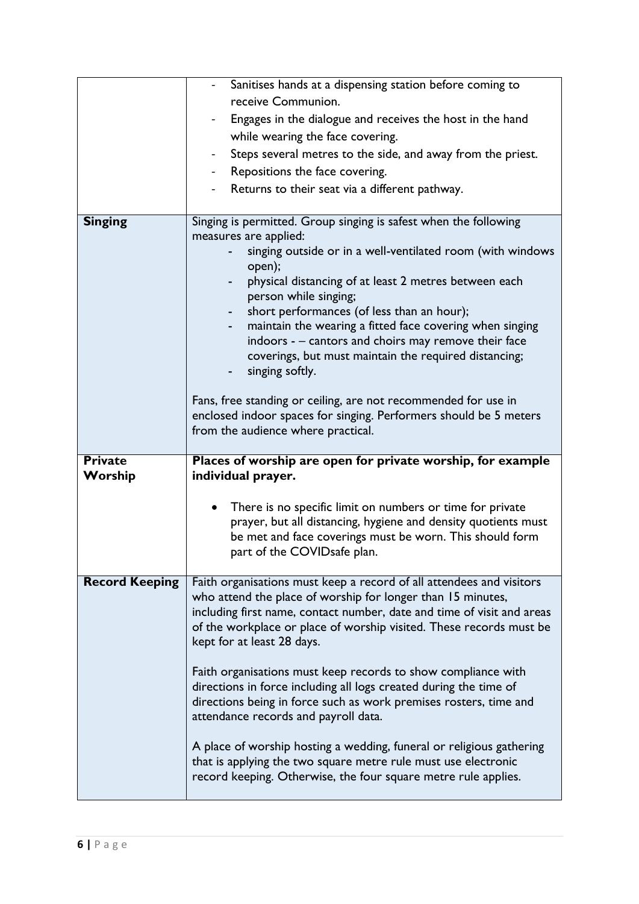| | |
|---|---|
| | - Sanitises hands at a dispensing station before coming to receive Communion.<br>- Engages in the dialogue and receives the host in the hand while wearing the face covering.<br>- Steps several metres to the side, and away from the priest.<br>- Repositions the face covering.<br>- Returns to their seat via a different pathway. |
| **Singing** | Singing is permitted. Group singing is safest when the following measures are applied:<br>- singing outside or in a well-ventilated room (with windows open);<br>- physical distancing of at least 2 metres between each person while singing;<br>- short performances (of less than an hour);<br>- maintain the wearing a fitted face covering when singing indoors - – cantors and choirs may remove their face coverings, but must maintain the required distancing;<br>- singing softly.<br><br>Fans, free standing or ceiling, are not recommended for use in enclosed indoor spaces for singing. Performers should be 5 meters from the audience where practical. |
| **Private Worship** | **Places of worship are open for private worship, for example individual prayer.**<br><br>• There is no specific limit on numbers or time for private prayer, but all distancing, hygiene and density quotients must be met and face coverings must be worn. This should form part of the COVIDsafe plan. |
| **Record Keeping** | Faith organisations must keep a record of all attendees and visitors who attend the place of worship for longer than 15 minutes, including first name, contact number, date and time of visit and areas of the workplace or place of worship visited. These records must be kept for at least 28 days.<br><br>Faith organisations must keep records to show compliance with directions in force including all logs created during the time of directions being in force such as work premises rosters, time and attendance records and payroll data.<br><br>A place of worship hosting a wedding, funeral or religious gathering that is applying the two square metre rule must use electronic record keeping. Otherwise, the four square metre rule applies. |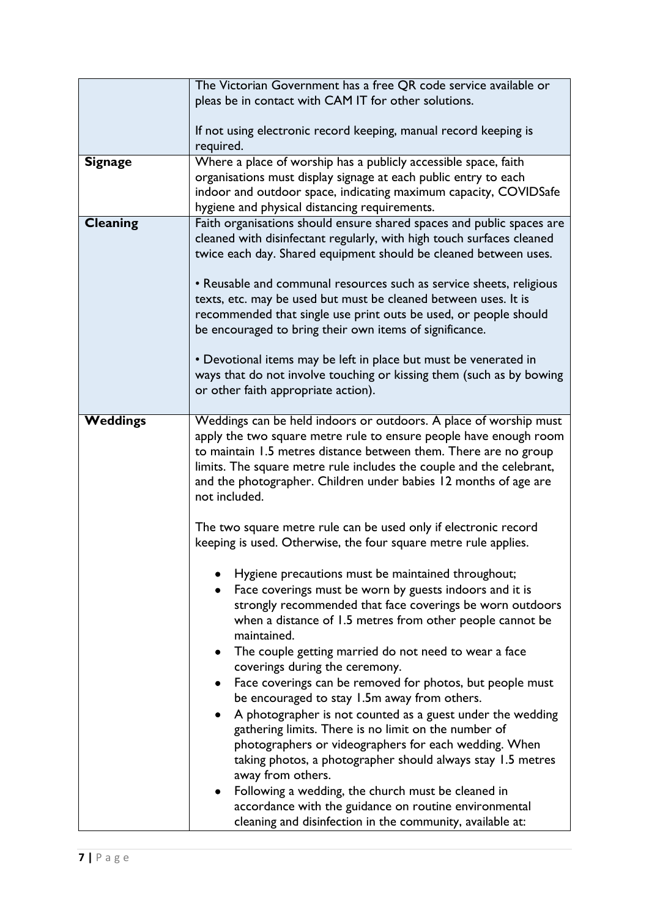| | |
|---|---|
| | The Victorian Government has a free QR code service available or pleas be in contact with CAM IT for other solutions.<br><br>If not using electronic record keeping, manual record keeping is required. |
| **Signage** | Where a place of worship has a publicly accessible space, faith organisations must display signage at each public entry to each indoor and outdoor space, indicating maximum capacity, COVIDSafe hygiene and physical distancing requirements. |
| **Cleaning** | Faith organisations should ensure shared spaces and public spaces are cleaned with disinfectant regularly, with high touch surfaces cleaned twice each day. Shared equipment should be cleaned between uses.<br><br>• Reusable and communal resources such as service sheets, religious texts, etc. may be used but must be cleaned between uses. It is recommended that single use print outs be used, or people should be encouraged to bring their own items of significance.<br><br>• Devotional items may be left in place but must be venerated in ways that do not involve touching or kissing them (such as by bowing or other faith appropriate action). |
| **Weddings** | Weddings can be held indoors or outdoors. A place of worship must apply the two square metre rule to ensure people have enough room to maintain 1.5 metres distance between them. There are no group limits. The square metre rule includes the couple and the celebrant, and the photographer. Children under babies 12 months of age are not included.<br><br>The two square metre rule can be used only if electronic record keeping is used. Otherwise, the four square metre rule applies.<br><br>• Hygiene precautions must be maintained throughout;<br>• Face coverings must be worn by guests indoors and it is strongly recommended that face coverings be worn outdoors when a distance of 1.5 metres from other people cannot be maintained.<br>• The couple getting married do not need to wear a face coverings during the ceremony.<br>• Face coverings can be removed for photos, but people must be encouraged to stay 1.5m away from others.<br>• A photographer is not counted as a guest under the wedding gathering limits. There is no limit on the number of photographers or videographers for each wedding. When taking photos, a photographer should always stay 1.5 metres away from others.<br>• Following a wedding, the church must be cleaned in accordance with the guidance on routine environmental cleaning and disinfection in the community, available at: |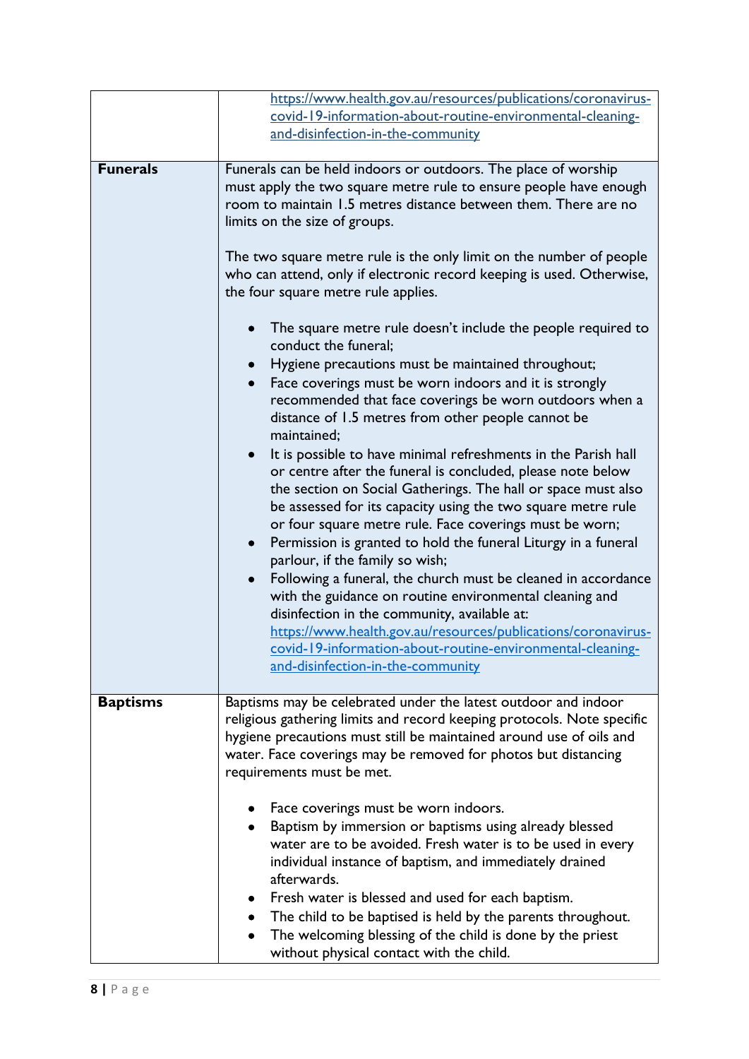| | |
|---|---|
| | https://www.health.gov.au/resources/publications/coronavirus-covid-19-information-about-routine-environmental-cleaning-and-disinfection-in-the-community |
| **Funerals** | Funerals can be held indoors or outdoors. The place of worship must apply the two square metre rule to ensure people have enough room to maintain 1.5 metres distance between them. There are no limits on the size of groups.<br><br>The two square metre rule is the only limit on the number of people who can attend, only if electronic record keeping is used. Otherwise, the four square metre rule applies.<br><br>• The square metre rule doesn't include the people required to conduct the funeral;<br>• Hygiene precautions must be maintained throughout;<br>• Face coverings must be worn indoors and it is strongly recommended that face coverings be worn outdoors when a distance of 1.5 metres from other people cannot be maintained;<br>• It is possible to have minimal refreshments in the Parish hall or centre after the funeral is concluded, please note below the section on Social Gatherings. The hall or space must also be assessed for its capacity using the two square metre rule or four square metre rule. Face coverings must be worn;<br>• Permission is granted to hold the funeral Liturgy in a funeral parlour, if the family so wish;<br>• Following a funeral, the church must be cleaned in accordance with the guidance on routine environmental cleaning and disinfection in the community, available at: https://www.health.gov.au/resources/publications/coronavirus-covid-19-information-about-routine-environmental-cleaning-and-disinfection-in-the-community |
| **Baptisms** | Baptisms may be celebrated under the latest outdoor and indoor religious gathering limits and record keeping protocols. Note specific hygiene precautions must still be maintained around use of oils and water. Face coverings may be removed for photos but distancing requirements must be met.<br><br>• Face coverings must be worn indoors.<br>• Baptism by immersion or baptisms using already blessed water are to be avoided. Fresh water is to be used in every individual instance of baptism, and immediately drained afterwards.<br>• Fresh water is blessed and used for each baptism.<br>• The child to be baptised is held by the parents throughout.<br>• The welcoming blessing of the child is done by the priest without physical contact with the child. |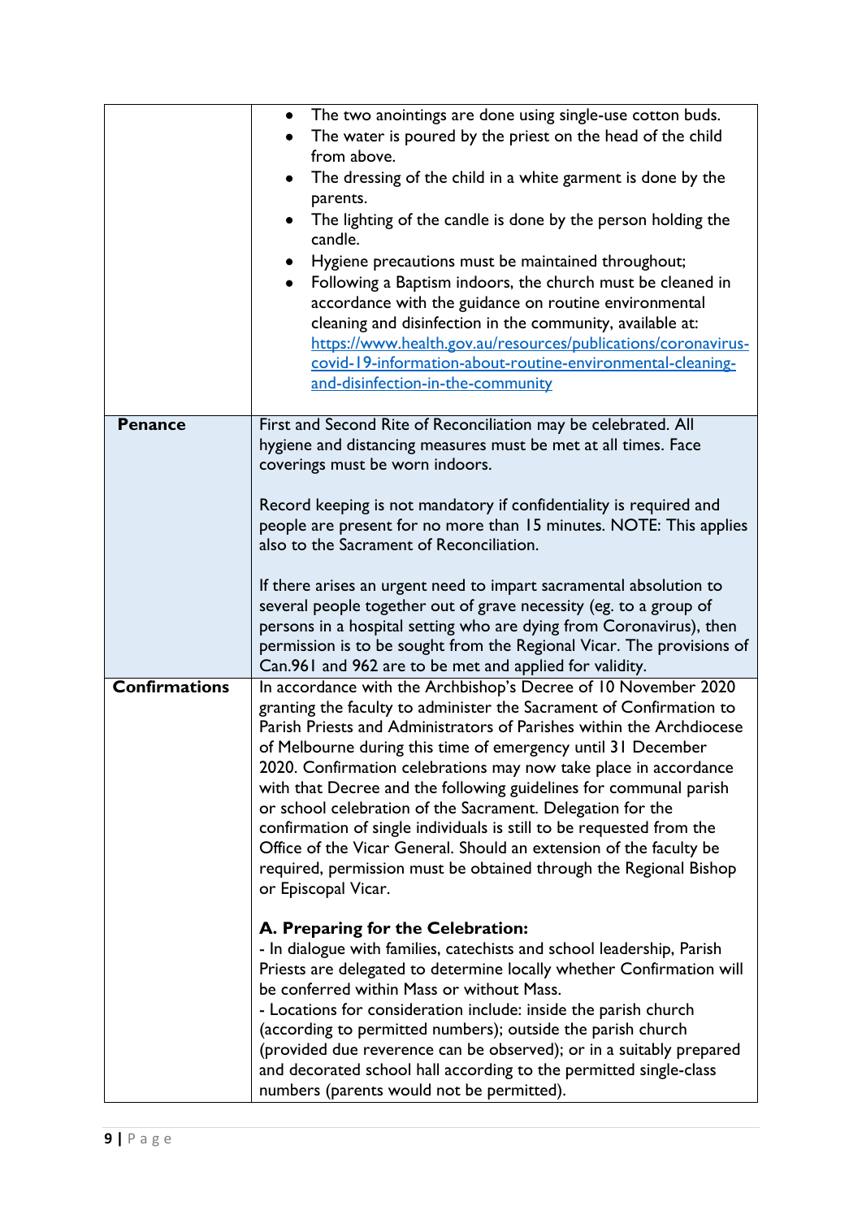| | |
|---|---|
| | • The two anointings are done using single-use cotton buds.<br>• The water is poured by the priest on the head of the child from above.<br>• The dressing of the child in a white garment is done by the parents.<br>• The lighting of the candle is done by the person holding the candle.<br>• Hygiene precautions must be maintained throughout;<br>• Following a Baptism indoors, the church must be cleaned in accordance with the guidance on routine environmental cleaning and disinfection in the community, available at: [https://www.health.gov.au/resources/publications/coronavirus-covid-19-information-about-routine-environmental-cleaning-and-disinfection-in-the-community](https://www.health.gov.au/resources/publications/coronavirus-covid-19-information-about-routine-environmental-cleaning-and-disinfection-in-the-community) |
| **Penance** | First and Second Rite of Reconciliation may be celebrated. All hygiene and distancing measures must be met at all times. Face coverings must be worn indoors.<br><br>Record keeping is not mandatory if confidentiality is required and people are present for no more than 15 minutes. NOTE: This applies also to the Sacrament of Reconciliation.<br><br>If there arises an urgent need to impart sacramental absolution to several people together out of grave necessity (eg. to a group of persons in a hospital setting who are dying from Coronavirus), then permission is to be sought from the Regional Vicar. The provisions of Can.961 and 962 are to be met and applied for validity. |
| **Confirmations** | In accordance with the Archbishop's Decree of 10 November 2020 granting the faculty to administer the Sacrament of Confirmation to Parish Priests and Administrators of Parishes within the Archdiocese of Melbourne during this time of emergency until 31 December 2020. Confirmation celebrations may now take place in accordance with that Decree and the following guidelines for communal parish or school celebration of the Sacrament. Delegation for the confirmation of single individuals is still to be requested from the Office of the Vicar General. Should an extension of the faculty be required, permission must be obtained through the Regional Bishop or Episcopal Vicar.<br><br>**A. Preparing for the Celebration:**<br>- In dialogue with families, catechists and school leadership, Parish Priests are delegated to determine locally whether Confirmation will be conferred within Mass or without Mass.<br>- Locations for consideration include: inside the parish church (according to permitted numbers); outside the parish church (provided due reverence can be observed); or in a suitably prepared and decorated school hall according to the permitted single-class numbers (parents would not be permitted). |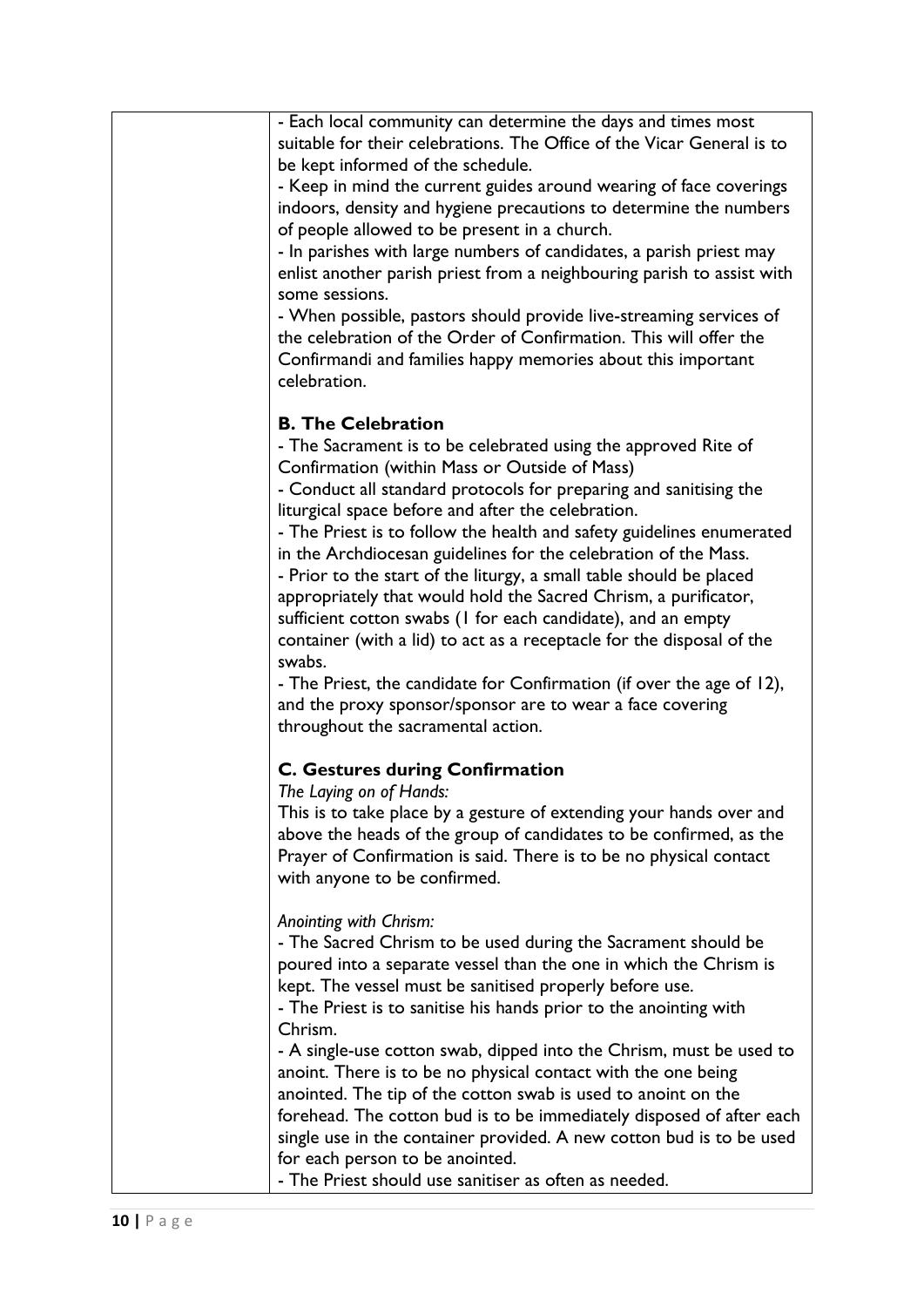| | |
|---|---|
| | - Each local community can determine the days and times most suitable for their celebrations. The Office of the Vicar General is to be kept informed of the schedule.<br>- Keep in mind the current guides around wearing of face coverings indoors, density and hygiene precautions to determine the numbers of people allowed to be present in a church.<br>- In parishes with large numbers of candidates, a parish priest may enlist another parish priest from a neighbouring parish to assist with some sessions.<br>- When possible, pastors should provide live-streaming services of the celebration of the Order of Confirmation. This will offer the Confirmandi and families happy memories about this important celebration.<br><br>**B. The Celebration**<br>- The Sacrament is to be celebrated using the approved Rite of Confirmation (within Mass or Outside of Mass)<br>- Conduct all standard protocols for preparing and sanitising the liturgical space before and after the celebration.<br>- The Priest is to follow the health and safety guidelines enumerated in the Archdiocesan guidelines for the celebration of the Mass.<br>- Prior to the start of the liturgy, a small table should be placed appropriately that would hold the Sacred Chrism, a purificator, sufficient cotton swabs (1 for each candidate), and an empty container (with a lid) to act as a receptacle for the disposal of the swabs.<br>- The Priest, the candidate for Confirmation (if over the age of 12), and the proxy sponsor/sponsor are to wear a face covering throughout the sacramental action.<br><br>**C. Gestures during Confirmation**<br>*The Laying on of Hands:*<br>This is to take place by a gesture of extending your hands over and above the heads of the group of candidates to be confirmed, as the Prayer of Confirmation is said. There is to be no physical contact with anyone to be confirmed.<br><br>*Anointing with Chrism:*<br>- The Sacred Chrism to be used during the Sacrament should be poured into a separate vessel than the one in which the Chrism is kept. The vessel must be sanitised properly before use.<br>- The Priest is to sanitise his hands prior to the anointing with Chrism.<br>- A single-use cotton swab, dipped into the Chrism, must be used to anoint. There is to be no physical contact with the one being anointed. The tip of the cotton swab is used to anoint on the forehead. The cotton bud is to be immediately disposed of after each single use in the container provided. A new cotton bud is to be used for each person to be anointed.<br>- The Priest should use sanitiser as often as needed. |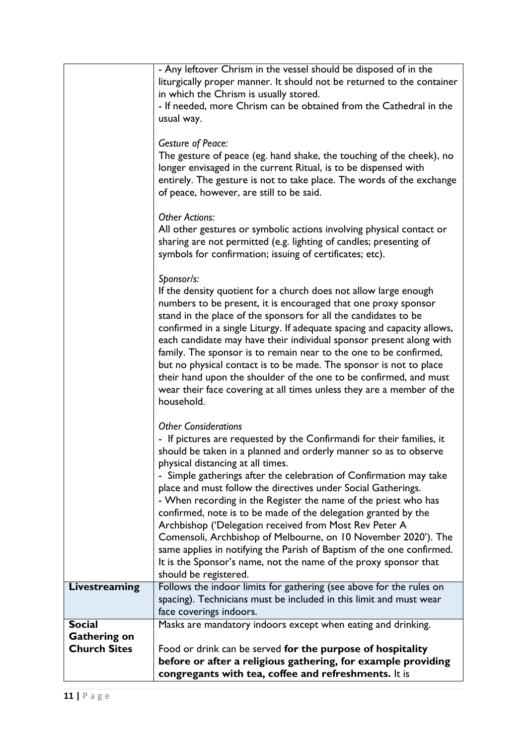| | |
|---|---|
| | - Any leftover Chrism in the vessel should be disposed of in the liturgically proper manner. It should not be returned to the container in which the Chrism is usually stored.<br>- If needed, more Chrism can be obtained from the Cathedral in the usual way.<br><br>*Gesture of Peace:*<br>The gesture of peace (eg. hand shake, the touching of the cheek), no longer envisaged in the current Ritual, is to be dispensed with entirely. The gesture is not to take place. The words of the exchange of peace, however, are still to be said.<br><br>*Other Actions:*<br>All other gestures or symbolic actions involving physical contact or sharing are not permitted (e.g. lighting of candles; presenting of symbols for confirmation; issuing of certificates; etc).<br><br>*Sponsor/s:*<br>If the density quotient for a church does not allow large enough numbers to be present, it is encouraged that one proxy sponsor stand in the place of the sponsors for all the candidates to be confirmed in a single Liturgy. If adequate spacing and capacity allows, each candidate may have their individual sponsor present along with family. The sponsor is to remain near to the one to be confirmed, but no physical contact is to be made. The sponsor is not to place their hand upon the shoulder of the one to be confirmed, and must wear their face covering at all times unless they are a member of the household.<br><br>*Other Considerations*<br>- If pictures are requested by the Confirmandi for their families, it should be taken in a planned and orderly manner so as to observe physical distancing at all times.<br>- Simple gatherings after the celebration of Confirmation may take place and must follow the directives under Social Gatherings.<br>- When recording in the Register the name of the priest who has confirmed, note is to be made of the delegation granted by the Archbishop ('Delegation received from Most Rev Peter A Comensoli, Archbishop of Melbourne, on 10 November 2020'). The same applies in notifying the Parish of Baptism of the one confirmed. It is the Sponsor's name, not the name of the proxy sponsor that should be registered. |
| **Livestreaming** | Follows the indoor limits for gathering (see above for the rules on spacing). Technicians must be included in this limit and must wear face coverings indoors. |
| **Social Gathering on Church Sites** | Masks are mandatory indoors except when eating and drinking.<br><br>Food or drink can be served **for the purpose of hospitality before or after a religious gathering, for example providing congregants with tea, coffee and refreshments.** It is |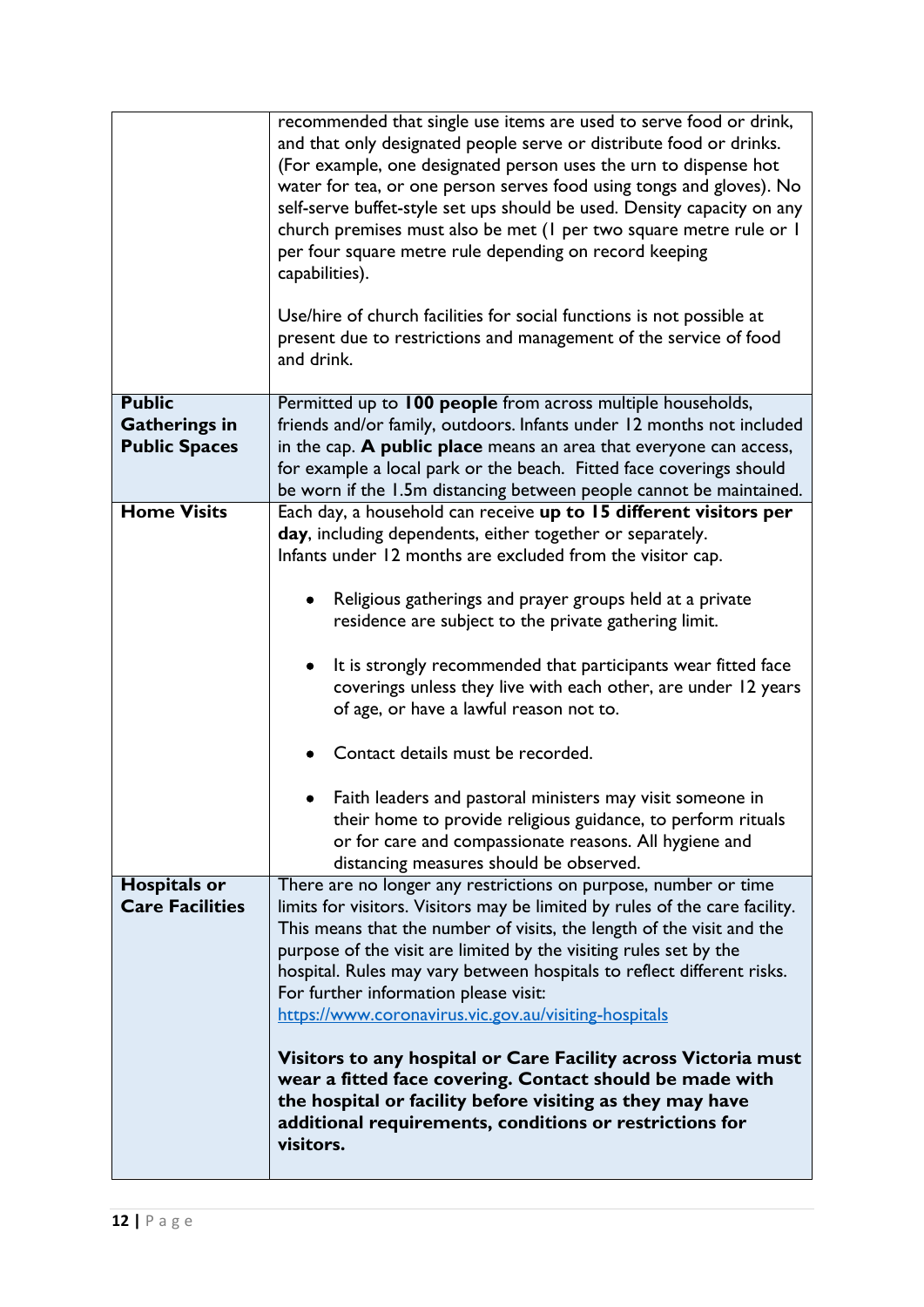| | |
|---|---|
| | recommended that single use items are used to serve food or drink, and that only designated people serve or distribute food or drinks. (For example, one designated person uses the urn to dispense hot water for tea, or one person serves food using tongs and gloves). No self-serve buffet-style set ups should be used. Density capacity on any church premises must also be met (1 per two square metre rule or 1 per four square metre rule depending on record keeping capabilities).<br><br>Use/hire of church facilities for social functions is not possible at present due to restrictions and management of the service of food and drink. |
| **Public Gatherings in Public Spaces** | Permitted up to **100 people** from across multiple households, friends and/or family, outdoors. Infants under 12 months not included in the cap. **A public place** means an area that everyone can access, for example a local park or the beach. Fitted face coverings should be worn if the 1.5m distancing between people cannot be maintained. |
| **Home Visits** | Each day, a household can receive **up to 15 different visitors per day**, including dependents, either together or separately. Infants under 12 months are excluded from the visitor cap.<br><br>• Religious gatherings and prayer groups held at a private residence are subject to the private gathering limit.<br><br>• It is strongly recommended that participants wear fitted face coverings unless they live with each other, are under 12 years of age, or have a lawful reason not to.<br><br>• Contact details must be recorded.<br><br>• Faith leaders and pastoral ministers may visit someone in their home to provide religious guidance, to perform rituals or for care and compassionate reasons. All hygiene and distancing measures should be observed. |
| **Hospitals or Care Facilities** | There are no longer any restrictions on purpose, number or time limits for visitors. Visitors may be limited by rules of the care facility. This means that the number of visits, the length of the visit and the purpose of the visit are limited by the visiting rules set by the hospital. Rules may vary between hospitals to reflect different risks. For further information please visit: [https://www.coronavirus.vic.gov.au/visiting-hospitals](https://www.coronavirus.vic.gov.au/visiting-hospitals)<br><br>**Visitors to any hospital or Care Facility across Victoria must wear a fitted face covering. Contact should be made with the hospital or facility before visiting as they may have additional requirements, conditions or restrictions for visitors.** |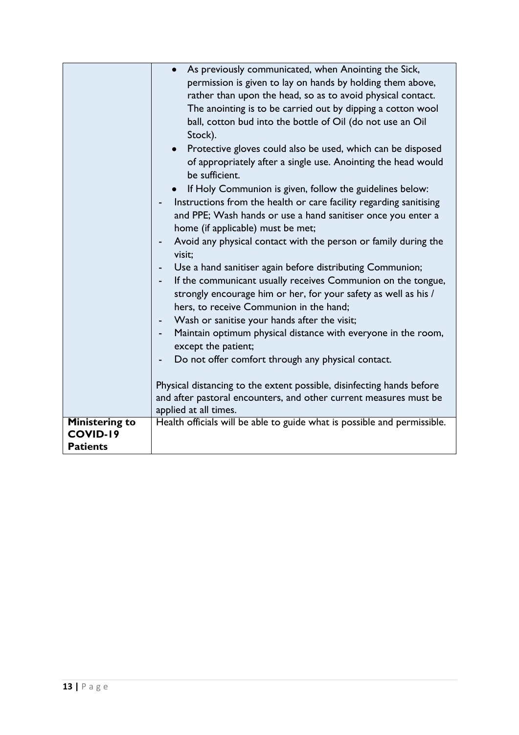| | |
|---|---|
| | • As previously communicated, when Anointing the Sick, permission is given to lay on hands by holding them above, rather than upon the head, so as to avoid physical contact. The anointing is to be carried out by dipping a cotton wool ball, cotton bud into the bottle of Oil (do not use an Oil Stock).<br>• Protective gloves could also be used, which can be disposed of appropriately after a single use. Anointing the head would be sufficient.<br>• If Holy Communion is given, follow the guidelines below:<br>- Instructions from the health or care facility regarding sanitising and PPE; Wash hands or use a hand sanitiser once you enter a home (if applicable) must be met;<br>- Avoid any physical contact with the person or family during the visit;<br>- Use a hand sanitiser again before distributing Communion;<br>- If the communicant usually receives Communion on the tongue, strongly encourage him or her, for your safety as well as his / hers, to receive Communion in the hand;<br>- Wash or sanitise your hands after the visit;<br>- Maintain optimum physical distance with everyone in the room, except the patient;<br>- Do not offer comfort through any physical contact.<br><br>Physical distancing to the extent possible, disinfecting hands before and after pastoral encounters, and other current measures must be applied at all times. |
| **Ministering to COVID-19 Patients** | Health officials will be able to guide what is possible and permissible. |